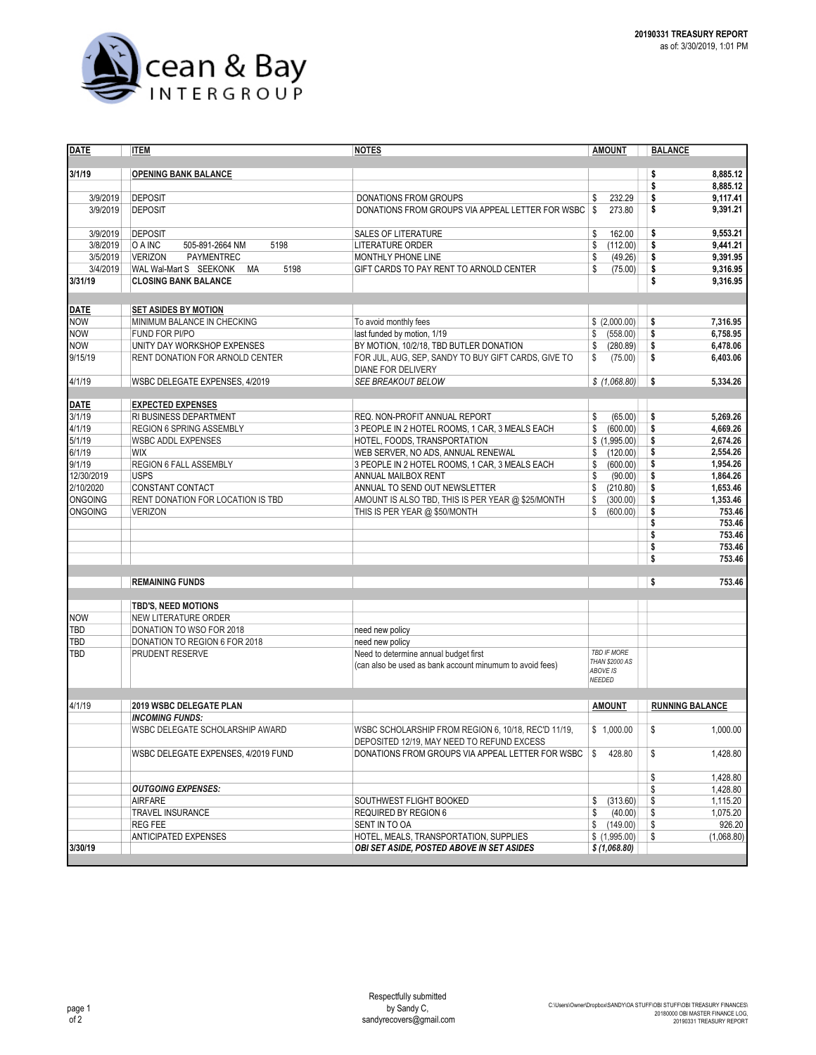Ocean & Bay INTERGROUP

**20190331 TREASURY REPORT**
as of: 3/30/2019, 1:01 PM

| DATE | ITEM | NOTES | AMOUNT | BALANCE |
|---|---|---|---|---|
| **3/1/19** | **OPENING BANK BALANCE** | | | $ 8,885.12 |
| | | | | $ 8,885.12 |
| 3/9/2019 | DEPOSIT | DONATIONS FROM GROUPS | $ 232.29 | $ 9,117.41 |
| 3/9/2019 | DEPOSIT | DONATIONS FROM GROUPS VIA APPEAL LETTER FOR WSBC | $ 273.80 | $ 9,391.21 |
| 3/9/2019 | DEPOSIT | SALES OF LITERATURE | $ 162.00 | $ 9,553.21 |
| 3/8/2019 | O A INC 505-891-2664 NM 5198 | LITERATURE ORDER | $ (112.00) | $ 9,441.21 |
| 3/5/2019 | VERIZON PAYMENTREC | MONTHLY PHONE LINE | $ (49.26) | $ 9,391.95 |
| 3/4/2019 | WAL Wal-Mart S SEEKONK MA 5198 | GIFT CARDS TO PAY RENT TO ARNOLD CENTER | $ (75.00) | $ 9,316.95 |
| **3/31/19** | **CLOSING BANK BALANCE** | | | $ 9,316.95 |
| **DATE** | **SET ASIDES BY MOTION** | | | |
| NOW | MINIMUM BALANCE IN CHECKING | To avoid monthly fees | $ (2,000.00) | $ 7,316.95 |
| NOW | FUND FOR PI/PO | last funded by motion, 1/19 | $ (558.00) | $ 6,758.95 |
| NOW | UNITY DAY WORKSHOP EXPENSES | BY MOTION, 10/2/18, TBD BUTLER DONATION | $ (280.89) | $ 6,478.06 |
| 9/15/19 | RENT DONATION FOR ARNOLD CENTER | FOR JUL, AUG, SEP, SANDY TO BUY GIFT CARDS, GIVE TO DIANE FOR DELIVERY | $ (75.00) | $ 6,403.06 |
| 4/1/19 | WSBC DELEGATE EXPENSES, 4/2019 | *SEE BREAKOUT BELOW* | *$ (1,068.80)* | $ 5,334.26 |
| **DATE** | **EXPECTED EXPENSES** | | | |
| 3/1/19 | RI BUSINESS DEPARTMENT | REQ. NON-PROFIT ANNUAL REPORT | $ (65.00) | $ 5,269.26 |
| 4/1/19 | REGION 6 SPRING ASSEMBLY | 3 PEOPLE IN 2 HOTEL ROOMS, 1 CAR, 3 MEALS EACH | $ (600.00) | $ 4,669.26 |
| 5/1/19 | WSBC ADDL EXPENSES | HOTEL, FOODS, TRANSPORTATION | $ (1,995.00) | $ 2,674.26 |
| 6/1/19 | WIX | WEB SERVER, NO ADS, ANNUAL RENEWAL | $ (120.00) | $ 2,554.26 |
| 9/1/19 | REGION 6 FALL ASSEMBLY | 3 PEOPLE IN 2 HOTEL ROOMS, 1 CAR, 3 MEALS EACH | $ (600.00) | $ 1,954.26 |
| 12/30/2019 | USPS | ANNUAL MAILBOX RENT | $ (90.00) | $ 1,864.26 |
| 2/10/2020 | CONSTANT CONTACT | ANNUAL TO SEND OUT NEWSLETTER | $ (210.80) | $ 1,653.46 |
| ONGOING | RENT DONATION FOR LOCATION IS TBD | AMOUNT IS ALSO TBD, THIS IS PER YEAR @ $25/MONTH | $ (300.00) | $ 1,353.46 |
| ONGOING | VERIZON | THIS IS PER YEAR @ $50/MONTH | $ (600.00) | $ 753.46 |
| | | | | $ 753.46 |
| | | | | $ 753.46 |
| | | | | $ 753.46 |
| | | | | $ 753.46 |
| | **REMAINING FUNDS** | | | $ 753.46 |
| | **TBD'S, NEED MOTIONS** | | | |
| NOW | NEW LITERATURE ORDER | | | |
| TBD | DONATION TO WSO FOR 2018 | need new policy | | |
| TBD | DONATION TO REGION 6 FOR 2018 | need new policy | | |
| TBD | PRUDENT RESERVE | Need to determine annual budget first (can also be used as bank account minumum to avoid fees) | *TBD IF MORE THAN $2000 AS ABOVE IS NEEDED* | |
| 4/1/19 | **2019 WSBC DELEGATE PLAN** | | **AMOUNT** | **RUNNING BALANCE** |
| | ***INCOMING FUNDS:*** | | | |
| | WSBC DELEGATE SCHOLARSHIP AWARD | WSBC SCHOLARSHIP FROM REGION 6, 10/18, REC'D 11/19, DEPOSITED 12/19, MAY NEED TO REFUND EXCESS | $ 1,000.00 | $ 1,000.00 |
| | WSBC DELEGATE EXPENSES, 4/2019 FUND | DONATIONS FROM GROUPS VIA APPEAL LETTER FOR WSBC | $ 428.80 | $ 1,428.80 |
| | | | | $ 1,428.80 |
| | ***OUTGOING EXPENSES:*** | | | $ 1,428.80 |
| | AIRFARE | SOUTHWEST FLIGHT BOOKED | $ (313.60) | $ 1,115.20 |
| | TRAVEL INSURANCE | REQUIRED BY REGION 6 | $ (40.00) | $ 1,075.20 |
| | REG FEE | SENT IN TO OA | $ (149.00) | $ 926.20 |
| | ANTICIPATED EXPENSES | HOTEL, MEALS, TRANSPORTATION, SUPPLIES | $ (1,995.00) | $ (1,068.80) |
| **3/30/19** | | ***OBI SET ASIDE, POSTED ABOVE IN SET ASIDES*** | ***$ (1,068.80)*** | |

Respectfully submitted
by Sandy C,
sandyrecovers@gmail.com

C:\Users\Owner\Dropbox\SANDY\OA STUFF\OBI STUFF\OBI TREASURY FINANCES\20180000 OBI MASTER FINANCE LOG, 20190331 TREASURY REPORT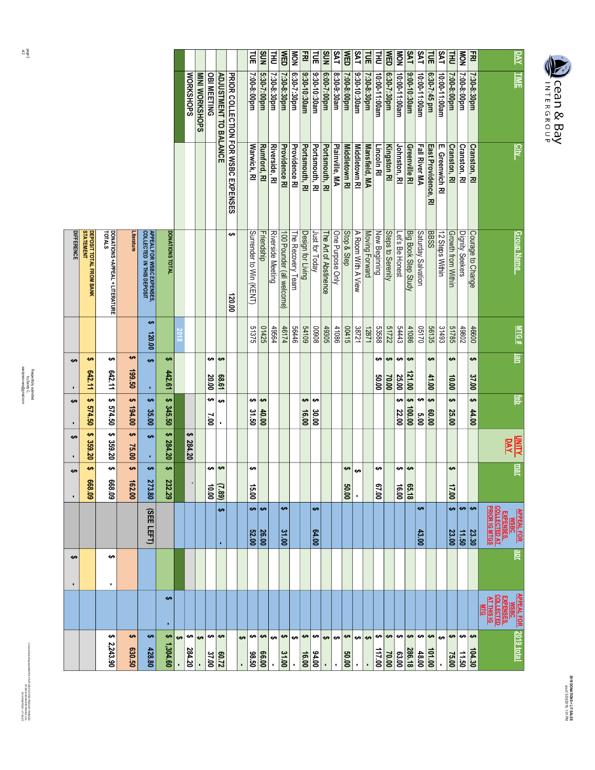# Ocean & Bay Intergroup

**2019 DONATIONS + LIT SALES**
as of 3/30/2019, 1:01 PM

| DAY | TIME | City | Group Name | MTG # | jan | feb | UNITY DAY | mar | APPEAL FOR WSBC EXPENSES, COLLECTED AT PRIOR IG MTGS | apr | APPEAL FOR WSBC EXPENSES, COLLECTED AT THIS IG MTG | 2019 total |
|---|---|---|---|---|---|---|---|---|---|---|---|---|
| FRI | 7:30-8:30pm | Cranston, RI | Courage to Change | 46600 | $ 37.00 | $ 44.00 | | | $ 23.30 | | | $ 104.30 |
| MON | 7:00-8:00pm | Cranston, RI | Dignity Seekers | 49802 | | | | | $ 11.50 | | | $ 11.50 |
| THU | 7:00-8:00pm | Cranston, RI | Growth from Within | 51785 | $ 10.00 | $ 25.00 | | $ 17.00 | $ 23.00 | | | $ 75.00 |
| SAT | 10:00-11:00am | E. Greenwich RI | 12 Steps Within | 31493 | | | | | | | | $ - |
| TUE | 6:30-7:45 pm | East Providence, RI | BBSS | 56135 | $ 41.00 | $ 60.00 | | | | | | $ 101.00 |
| SAT | 10:00-11:00am | Fall River MA | Saturday Salvation | 05170 | | $ 5.00 | | | $ 43.00 | | | $ 48.00 |
| SAT | 9:00-10:30am | Greenville RI | Big Book Step Study | 41086 | $ 121.00 | $ 100.00 | | $ 65.18 | | | | $ 286.18 |
| MON | 10:00-11:00am | Johnston, RI | Let's Be Honest | 54443 | $ 25.00 | $ 22.00 | | $ 16.00 | | | | $ 63.00 |
| WED | 6:30-7:30pm | Kingston RI | Steps to Serenity | 51722 | $ 70.00 | | | | | | | $ 70.00 |
| THU | 10:00-11:00am | Lincoln RI | New Beginning | 53588 | $ 50.00 | | | $ 67.00 | | | | $ 117.00 |
| TUE | 7:30-8:30pm | Mansfield, MA | Moving Forward | 12871 | | | | | | | | $ - |
| SAT | 9:30-10:30am | Middletown RI | A Room With A View | 38721 | | | | $ - | | | | $ - |
| WED | 7:00-8:00pm | Middletown RI | Stop & Step | 00415 | | | | $ 50.00 | | | | $ 50.00 |
| SAT | 8:30-9:30am | Plainville, MA | One Purpose Only | 41086 | | | | | | | | $ - |
| SUN | 6:00-7:00pm | Portsmouth, RI | The Art of Abstinence | 49305 | | | | | | | | $ - |
| TUE | 9:30-10:30am | Portsmouth, RI | Just for Today | 00908 | | $ 30.00 | | | $ 64.00 | | | $ 94.00 |
| FRI | 9:30-10:30am | Portsmouth, RI | Design for Living | 54109 | | $ 16.00 | | | | | | $ 16.00 |
| MON | 6:30-7:30pm | Providence RI | The Recovery Team | 56446 | | | | | | | | $ - |
| WED | 7:30-8:30pm | Providence RI | 100 Pounder (all welcome) | 46174 | | | | | $ 31.00 | | | $ 31.00 |
| THU | 7:30-8:30pm | Riverside, RI | Riverside Meeting | 49564 | | | | | | | | $ - |
| SUN | 5:30-7:00pm | Rumford, RI | Friendship | 01425 | | $ 40.00 | | | $ 26.00 | | | $ 66.00 |
| TUE | 7:00-8:00pm | Warwick, RI | Surrender to Win (KENT) | 51375 | | $ 31.50 | | $ 15.00 | $ 52.00 | | | $ 98.50 |
| | | | | | | | | | | | | $ - |
| | PRIOR COLLECTION FOR WSBC EXPENSES | | $ 120.00 | | | | | | | | | |
| | ADJUSTMENT TO BALANCE | | | | $ 68.61 | $ - | | $ (7.89) | $ - | | | $ 60.72 |
| | OBI MEETING | | | | $ 20.00 | $ 7.00 | | $ 10.00 | | | | $ 37.00 |
| | MINI WORKSHOPS | | | | | | | | | | | $ - |
| | WORKSHOPS | | | | | | $ 284.20 | | | | | $ 284.20 |
| | | | | | | | | | | | | $ - |
| | | | DONATIONS TOTAL | | $ 442.61 | $ 345.50 | $ 284.20 | $ 232.29 | | | $ - | $ 1,304.60 |
| | | | APPEAL FOR WSBC EXPENSES, COLLECTED IN THIS DEPOSIT | 2018 $ 120.00 | $ - | $ 35.00 | $ - | $ 273.80 | (SEE LEFT) | | | $ 428.80 |
| | | | Literature | | $ 199.50 | $ 194.00 | $ 75.00 | $ 162.00 | | | | $ 630.50 |
| | | | DONATIONS +APPEAL + LITERATURE TOTALS | | $ 642.11 | $ 574.50 | $ 359.20 | $ 668.09 | | $ - | | $ 2,243.90 |
| | | | DEPOSIT TOTAL FROM BANK STATEMENT | | $ 642.11 | $ 574.50 | $ 359.20 | $ 668.09 | | | | |
| | | | DIFFERENCE | | $ - | $ - | $ - | $ - | | $ - | | |

Respectfully submitted
by Sandy C.
sandyrecovery@gmail.com